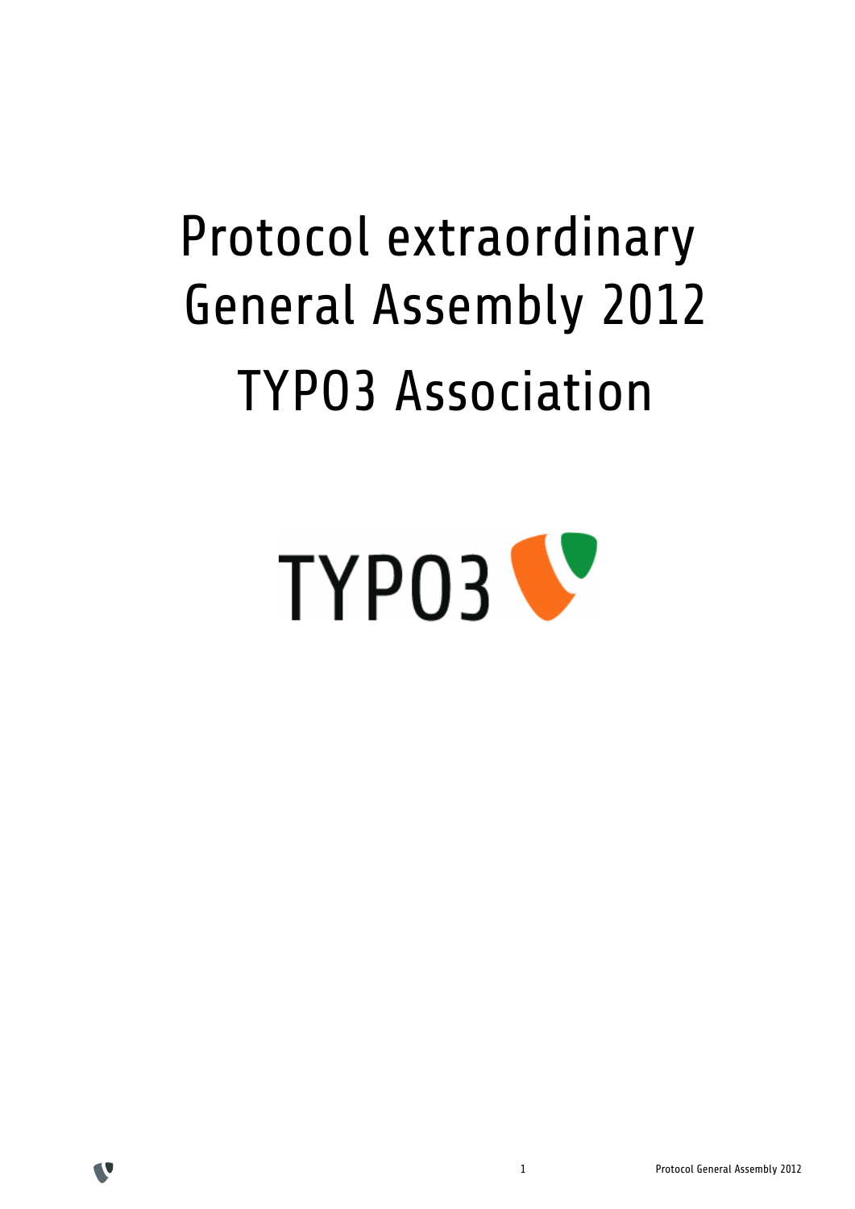# Protocol extraordinary General Assembly 2012

# TYPO3 Association

TYPO3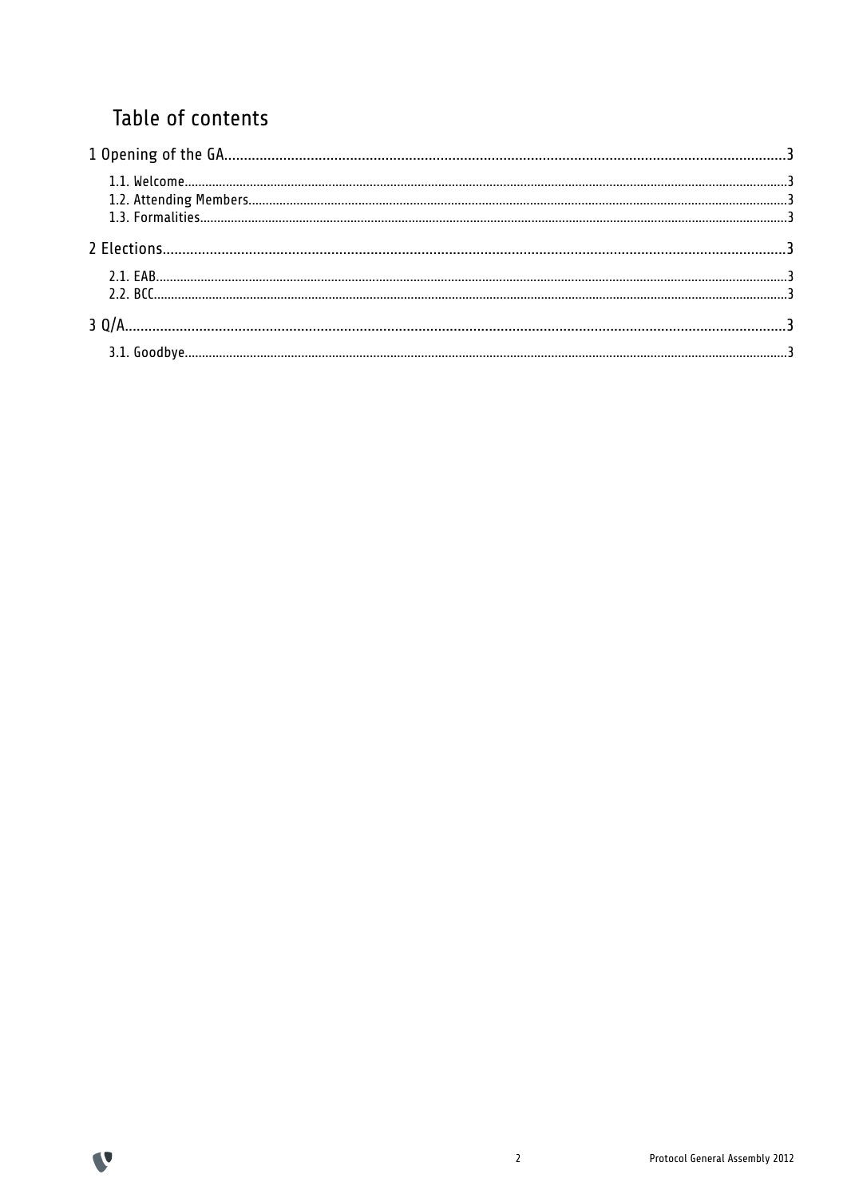# Table of contents

1 Opening of the GA....3

- 1.1. Welcome....3
- 1.2. Attending Members....3
- 1.3. Formalities....3

2 Elections....3

- 2.1. EAB....3
- 2.2. BCC....3

3 Q/A....3

- 3.1. Goodbye....3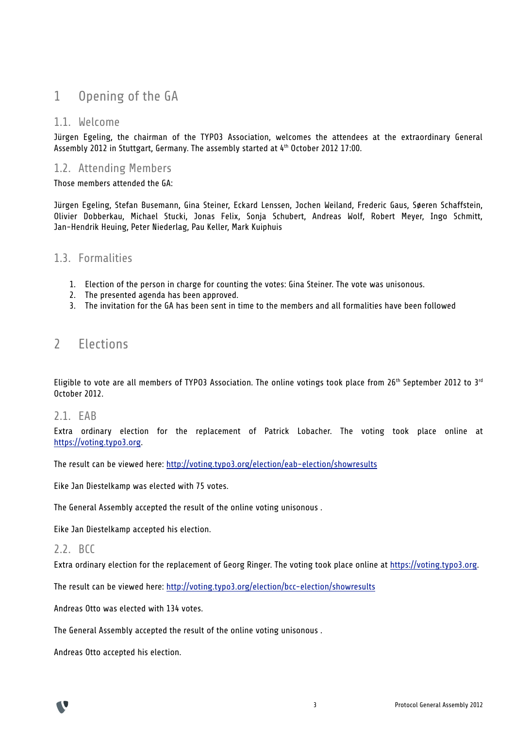# 1 Opening of the GA

## 1.1. Welcome

Jürgen Egeling, the chairman of the TYPO3 Association, welcomes the attendees at the extraordinary General Assembly 2012 in Stuttgart, Germany. The assembly started at 4th October 2012 17:00.

## 1.2. Attending Members

Those members attended the GA:

Jürgen Egeling, Stefan Busemann, Gina Steiner, Eckard Lenssen, Jochen Weiland, Frederic Gaus, Søeren Schaffstein, Olivier Dobberkau, Michael Stucki, Jonas Felix, Sonja Schubert, Andreas Wolf, Robert Meyer, Ingo Schmitt, Jan-Hendrik Heuing, Peter Niederlag, Pau Keller, Mark Kuiphuis

## 1.3. Formalities

1. Election of the person in charge for counting the votes: Gina Steiner. The vote was unisonous.
2. The presented agenda has been approved.
3. The invitation for the GA has been sent in time to the members and all formalities have been followed

# 2 Elections

Eligible to vote are all members of TYPO3 Association. The online votings took place from 26th September 2012 to 3rd October 2012.

## 2.1. EAB

Extra ordinary election for the replacement of Patrick Lobacher. The voting took place online at https://voting.typo3.org.

The result can be viewed here: http://voting.typo3.org/election/eab-election/showresults

Eike Jan Diestelkamp was elected with 75 votes.

The General Assembly accepted the result of the online voting unisonous .

Eike Jan Diestelkamp accepted his election.

## 2.2. BCC

Extra ordinary election for the replacement of Georg Ringer. The voting took place online at https://voting.typo3.org.

The result can be viewed here: http://voting.typo3.org/election/bcc-election/showresults

Andreas Otto was elected with 134 votes.

The General Assembly accepted the result of the online voting unisonous .

Andreas Otto accepted his election.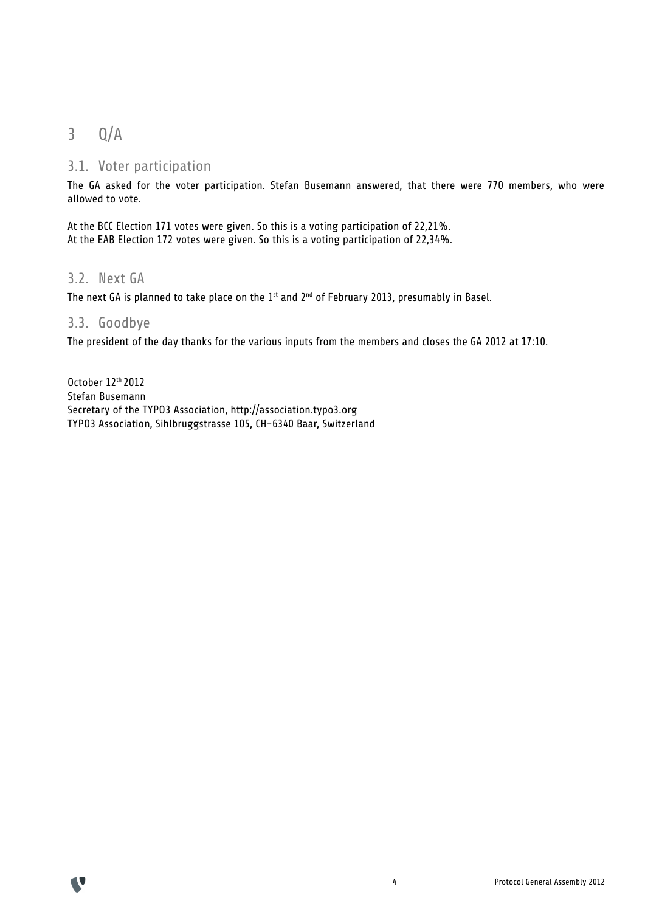# 3 Q/A

## 3.1. Voter participation

The GA asked for the voter participation. Stefan Busemann answered, that there were 770 members, who were allowed to vote.

At the BCC Election 171 votes were given. So this is a voting participation of 22,21%.
At the EAB Election 172 votes were given. So this is a voting participation of 22,34%.

## 3.2. Next GA

The next GA is planned to take place on the 1st and 2nd of February 2013, presumably in Basel.

## 3.3. Goodbye

The president of the day thanks for the various inputs from the members and closes the GA 2012 at 17:10.

October 12th 2012
Stefan Busemann
Secretary of the TYPO3 Association, http://association.typo3.org
TYPO3 Association, Sihlbruggstrasse 105, CH-6340 Baar, Switzerland